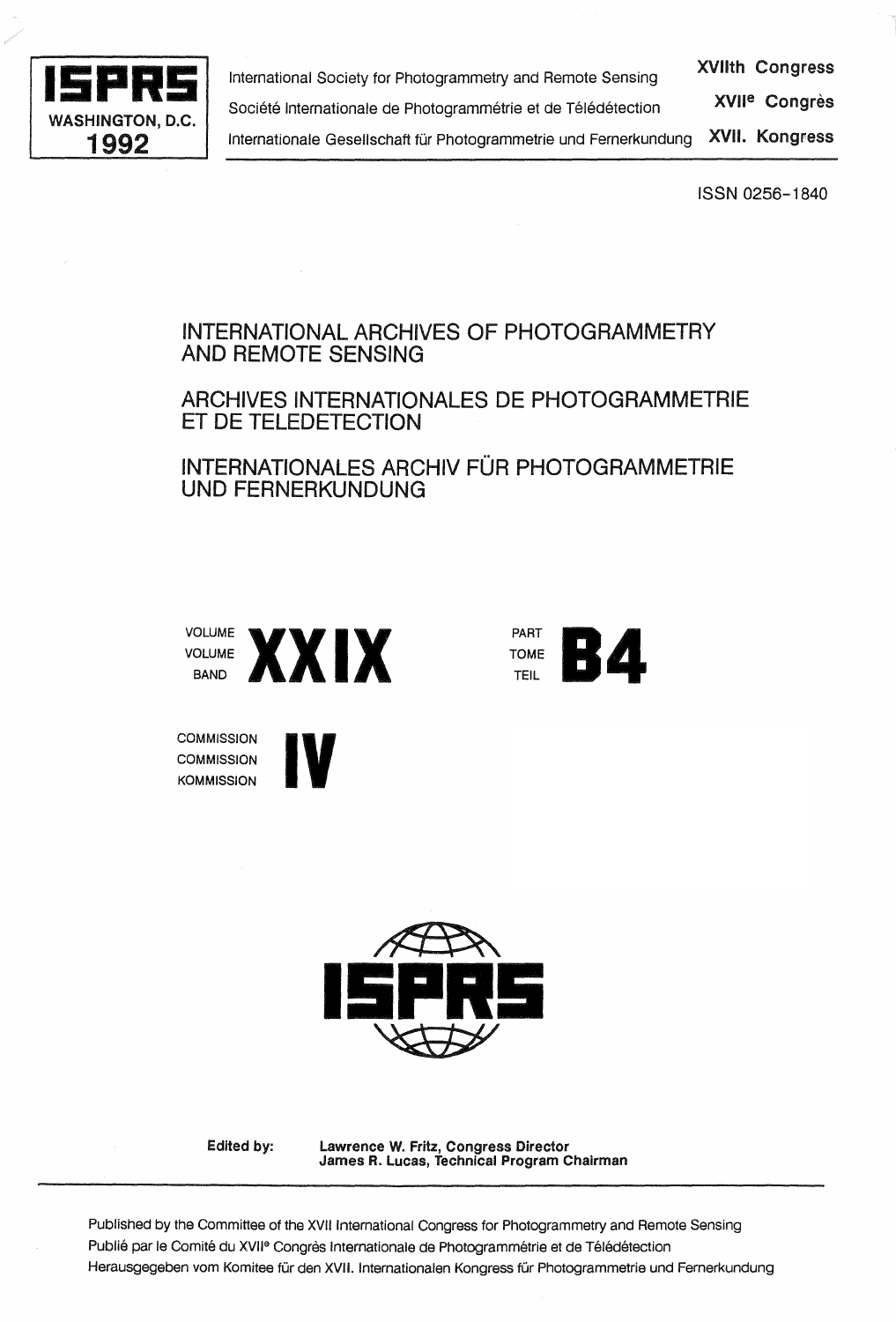**ISPRS**
**WASHINGTON, D.C.**
**1992**

International Society for Photogrammetry and Remote Sensing — **XVIIth Congress**

Société Internationale de Photogrammétrie et de Télédétection — **XVII[e] Congrès**

Internationale Gesellschaft für Photogrammetrie und Fernerkundung — **XVII. Kongress**

ISSN 0256-1840

# INTERNATIONAL ARCHIVES OF PHOTOGRAMMETRY AND REMOTE SENSING

# ARCHIVES INTERNATIONALES DE PHOTOGRAMMETRIE ET DE TELEDETECTION

# INTERNATIONALES ARCHIV FÜR PHOTOGRAMMETRIE UND FERNERKUNDUNG

VOLUME / VOLUME / BAND **XXIX**

PART / TOME / TEIL **B4**

COMMISSION / COMMISSION / KOMMISSION **IV**

**ISPRS**

**Edited by:** **Lawrence W. Fritz, Congress Director**
**James R. Lucas, Technical Program Chairman**

---

Published by the Committee of the XVII International Congress for Photogrammetry and Remote Sensing

Publié par le Comité du XVII[e] Congrès Internationale de Photogrammétrie et de Télédétection

Herausgegeben vom Komitee für den XVII. Internationalen Kongress für Photogrammetrie und Fernerkundung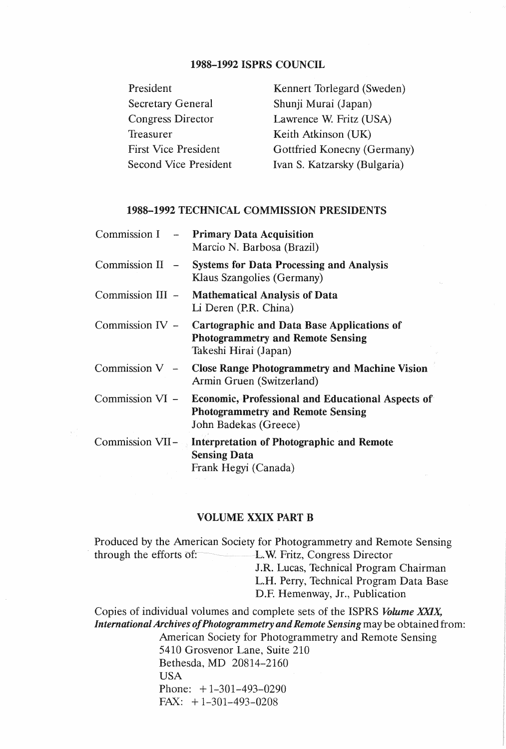## 1988–1992 ISPRS COUNCIL

| | |
|---|---|
| President | Kennert Torlegard (Sweden) |
| Secretary General | Shunji Murai (Japan) |
| Congress Director | Lawrence W. Fritz (USA) |
| Treasurer | Keith Atkinson (UK) |
| First Vice President | Gottfried Konecny (Germany) |
| Second Vice President | Ivan S. Katzarsky (Bulgaria) |

## 1988–1992 TECHNICAL COMMISSION PRESIDENTS

| | |
|---|---|
| Commission I – | **Primary Data Acquisition** Marcio N. Barbosa (Brazil) |
| Commission II – | **Systems for Data Processing and Analysis** Klaus Szangolies (Germany) |
| Commission III – | **Mathematical Analysis of Data** Li Deren (P.R. China) |
| Commission IV – | **Cartographic and Data Base Applications of Photogrammetry and Remote Sensing** Takeshi Hirai (Japan) |
| Commission V – | **Close Range Photogrammetry and Machine Vision** Armin Gruen (Switzerland) |
| Commission VI – | **Economic, Professional and Educational Aspects of Photogrammetry and Remote Sensing** John Badekas (Greece) |
| Commission VII – | **Interpretation of Photographic and Remote Sensing Data** Frank Hegyi (Canada) |

## VOLUME XXIX PART B

Produced by the American Society for Photogrammetry and Remote Sensing through the efforts of:

L.W. Fritz, Congress Director
J.R. Lucas, Technical Program Chairman
L.H. Perry, Technical Program Data Base
D.F. Hemenway, Jr., Publication

Copies of individual volumes and complete sets of the ISPRS ***Volume XXIX, International Archives of Photogrammetry and Remote Sensing*** may be obtained from:

American Society for Photogrammetry and Remote Sensing
5410 Grosvenor Lane, Suite 210
Bethesda, MD 20814–2160
USA
Phone: +1-301-493-0290
FAX: +1-301-493-0208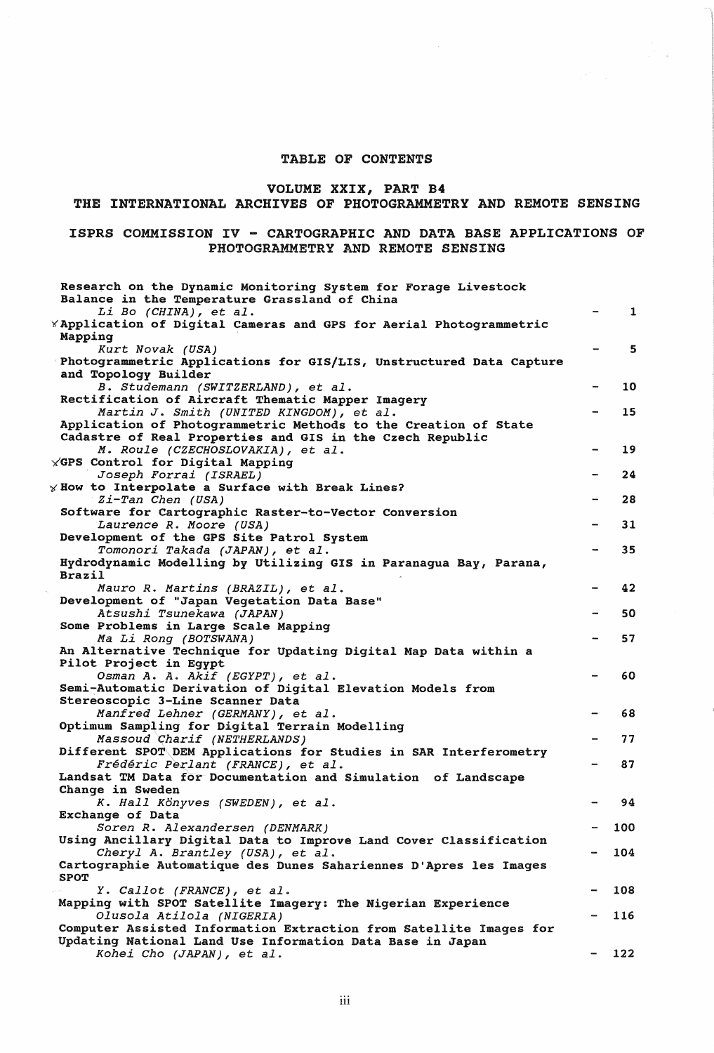# TABLE OF CONTENTS

## VOLUME XXIX, PART B4

## THE INTERNATIONAL ARCHIVES OF PHOTOGRAMMETRY AND REMOTE SENSING

## ISPRS COMMISSION IV - CARTOGRAPHIC AND DATA BASE APPLICATIONS OF PHOTOGRAMMETRY AND REMOTE SENSING

| | |
|---|---|
| Research on the Dynamic Monitoring System for Forage Livestock Balance in the Temperature Grassland of China<br>*Li Bo (CHINA), et al.* | - 1 |
| Application of Digital Cameras and GPS for Aerial Photogrammetric Mapping<br>*Kurt Novak (USA)* | - 5 |
| Photogrammetric Applications for GIS/LIS, Unstructured Data Capture and Topology Builder<br>*B. Studemann (SWITZERLAND), et al.* | - 10 |
| Rectification of Aircraft Thematic Mapper Imagery<br>*Martin J. Smith (UNITED KINGDOM), et al.* | - 15 |
| Application of Photogrammetric Methods to the Creation of State Cadastre of Real Properties and GIS in the Czech Republic<br>*M. Roule (CZECHOSLOVAKIA), et al.* | - 19 |
| GPS Control for Digital Mapping<br>*Joseph Forrai (ISRAEL)* | - 24 |
| How to Interpolate a Surface with Break Lines?<br>*Zi-Tan Chen (USA)* | - 28 |
| Software for Cartographic Raster-to-Vector Conversion<br>*Laurence R. Moore (USA)* | - 31 |
| Development of the GPS Site Patrol System<br>*Tomonori Takada (JAPAN), et al.* | - 35 |
| Hydrodynamic Modelling by Utilizing GIS in Paranagua Bay, Parana, Brazil<br>*Mauro R. Martins (BRAZIL), et al.* | - 42 |
| Development of "Japan Vegetation Data Base"<br>*Atsushi Tsunekawa (JAPAN)* | - 50 |
| Some Problems in Large Scale Mapping<br>*Ma Li Rong (BOTSWANA)* | - 57 |
| An Alternative Technique for Updating Digital Map Data within a Pilot Project in Egypt<br>*Osman A. A. Akif (EGYPT), et al.* | - 60 |
| Semi-Automatic Derivation of Digital Elevation Models from Stereoscopic 3-Line Scanner Data<br>*Manfred Lehner (GERMANY), et al.* | - 68 |
| Optimum Sampling for Digital Terrain Modelling<br>*Massoud Charif (NETHERLANDS)* | - 77 |
| Different SPOT DEM Applications for Studies in SAR Interferometry<br>*Frédéric Perlant (FRANCE), et al.* | - 87 |
| Landsat TM Data for Documentation and Simulation of Landscape Change in Sweden<br>*K. Hall Könyves (SWEDEN), et al.* | - 94 |
| Exchange of Data<br>*Soren R. Alexandersen (DENMARK)* | - 100 |
| Using Ancillary Digital Data to Improve Land Cover Classification<br>*Cheryl A. Brantley (USA), et al.* | - 104 |
| Cartographie Automatique des Dunes Sahariennes D'Apres les Images SPOT<br>*Y. Callot (FRANCE), et al.* | - 108 |
| Mapping with SPOT Satellite Imagery: The Nigerian Experience<br>*Olusola Atilola (NIGERIA)* | - 116 |
| Computer Assisted Information Extraction from Satellite Images for Updating National Land Use Information Data Base in Japan<br>*Kohei Cho (JAPAN), et al.* | - 122 |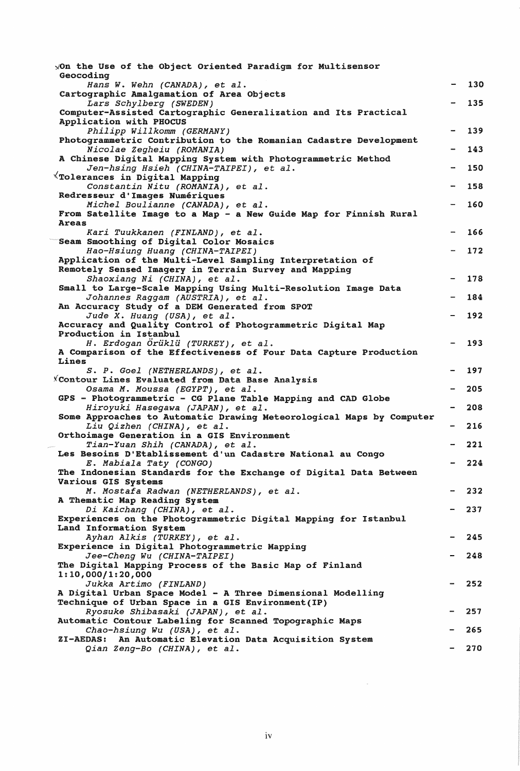**On the Use of the Object Oriented Paradigm for Multisensor Geocoding**
*Hans W. Wehn (CANADA), et al.* - 130

**Cartographic Amalgamation of Area Objects**
*Lars Schylberg (SWEDEN)* - 135

**Computer-Assisted Cartographic Generalization and Its Practical Application with PHOCUS**
*Philipp Willkomm (GERMANY)* - 139

**Photogrammetric Contribution to the Romanian Cadastre Development**
*Nicolae Zegheiu (ROMANIA)* - 143

**A Chinese Digital Mapping System with Photogrammetric Method**
*Jen-hsing Hsieh (CHINA-TAIPEI), et al.* - 150

**Tolerances in Digital Mapping**
*Constantin Nitu (ROMANIA), et al.* - 158

**Redresseur d'Images Numériques**
*Michel Boulianne (CANADA), et al.* - 160

**From Satellite Image to a Map - a New Guide Map for Finnish Rural Areas**
*Kari Tuukkanen (FINLAND), et al.* - 166

**Seam Smoothing of Digital Color Mosaics**
*Hao-Hsiung Huang (CHINA-TAIPEI)* - 172

**Application of the Multi-Level Sampling Interpretation of Remotely Sensed Imagery in Terrain Survey and Mapping**
*Shaoxiang Ni (CHINA), et al.* - 178

**Small to Large-Scale Mapping Using Multi-Resolution Image Data**
*Johannes Raggam (AUSTRIA), et al.* - 184

**An Accuracy Study of a DEM Generated from SPOT**
*Jude X. Huang (USA), et al.* - 192

**Accuracy and Quality Control of Photogrammetric Digital Map Production in Istanbul**
*H. Erdogan Örüklü (TURKEY), et al.* - 193

**A Comparison of the Effectiveness of Four Data Capture Production Lines**
*S. P. Goel (NETHERLANDS), et al.* - 197

**Contour Lines Evaluated from Data Base Analysis**
*Osama M. Moussa (EGYPT), et al.* - 205

**GPS - Photogrammetric - CG Plane Table Mapping and CAD Globe**
*Hiroyuki Hasegawa (JAPAN), et al.* - 208

**Some Approaches to Automatic Drawing Meteorological Maps by Computer**
*Liu Qizhen (CHINA), et al.* - 216

**Orthoimage Generation in a GIS Environment**
*Tian-Yuan Shih (CANADA), et al.* - 221

**Les Besoins D'Etablissement d'un Cadastre National au Congo**
*E. Mabiala Taty (CONGO)* - 224

**The Indonesian Standards for the Exchange of Digital Data Between Various GIS Systems**
*M. Mostafa Radwan (NETHERLANDS), et al.* - 232

**A Thematic Map Reading System**
*Di Kaichang (CHINA), et al.* - 237

**Experiences on the Photogrammetric Digital Mapping for Istanbul Land Information System**
*Ayhan Alkis (TURKEY), et al.* - 245

**Experience in Digital Photogrammetric Mapping**
*Jee-Cheng Wu (CHINA-TAIPEI)* - 248

**The Digital Mapping Process of the Basic Map of Finland 1:10,000/1:20,000**
*Jukka Artimo (FINLAND)* - 252

**A Digital Urban Space Model - A Three Dimensional Modelling Technique of Urban Space in a GIS Environment(IP)**
*Ryosuke Shibasaki (JAPAN), et al.* - 257

**Automatic Contour Labeling for Scanned Topographic Maps**
*Chao-hsiung Wu (USA), et al.* - 265

**ZI-AEDAS: An Automatic Elevation Data Acquisition System**
*Qian Zeng-Bo (CHINA), et al.* - 270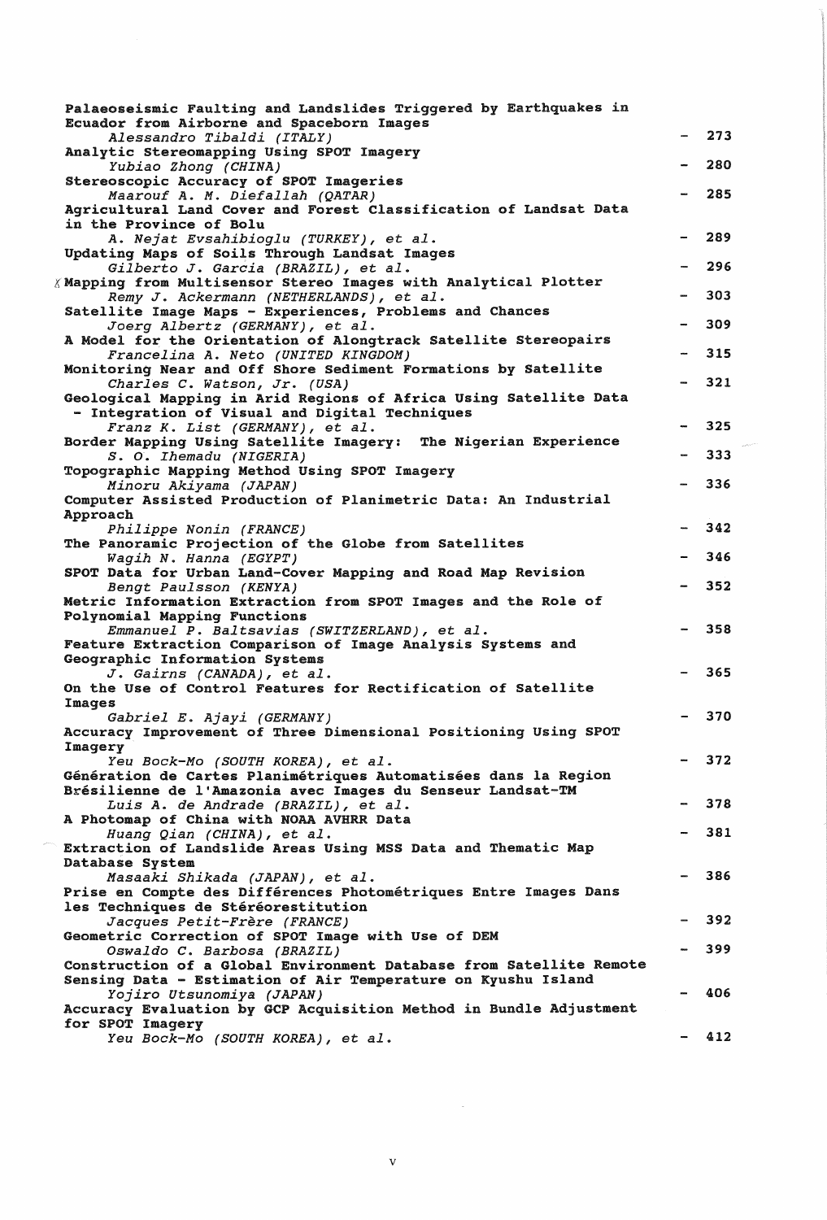Palaeoseismic Faulting and Landslides Triggered by Earthquakes in Ecuador from Airborne and Spaceborn Images
*Alessandro Tibaldi (ITALY)* - 273

Analytic Stereomapping Using SPOT Imagery
*Yubiao Zhong (CHINA)* - 280

Stereoscopic Accuracy of SPOT Imageries
*Maarouf A. M. Diefallah (QATAR)* - 285

Agricultural Land Cover and Forest Classification of Landsat Data in the Province of Bolu
*A. Nejat Evsahibioglu (TURKEY), et al.* - 289

Updating Maps of Soils Through Landsat Images
*Gilberto J. Garcia (BRAZIL), et al.* - 296

Mapping from Multisensor Stereo Images with Analytical Plotter
*Remy J. Ackermann (NETHERLANDS), et al.* - 303

Satellite Image Maps - Experiences, Problems and Chances
*Joerg Albertz (GERMANY), et al.* - 309

A Model for the Orientation of Alongtrack Satellite Stereopairs
*Francelina A. Neto (UNITED KINGDOM)* - 315

Monitoring Near and Off Shore Sediment Formations by Satellite
*Charles C. Watson, Jr. (USA)* - 321

Geological Mapping in Arid Regions of Africa Using Satellite Data - Integration of Visual and Digital Techniques
*Franz K. List (GERMANY), et al.* - 325

Border Mapping Using Satellite Imagery: The Nigerian Experience
*S. O. Ihemadu (NIGERIA)* - 333

Topographic Mapping Method Using SPOT Imagery
*Minoru Akiyama (JAPAN)* - 336

Computer Assisted Production of Planimetric Data: An Industrial Approach
*Philippe Nonin (FRANCE)* - 342

The Panoramic Projection of the Globe from Satellites
*Wagih N. Hanna (EGYPT)* - 346

SPOT Data for Urban Land-Cover Mapping and Road Map Revision
*Bengt Paulsson (KENYA)* - 352

Metric Information Extraction from SPOT Images and the Role of Polynomial Mapping Functions
*Emmanuel P. Baltsavias (SWITZERLAND), et al.* - 358

Feature Extraction Comparison of Image Analysis Systems and Geographic Information Systems
*J. Gairns (CANADA), et al.* - 365

On the Use of Control Features for Rectification of Satellite Images
*Gabriel E. Ajayi (GERMANY)* - 370

Accuracy Improvement of Three Dimensional Positioning Using SPOT Imagery
*Yeu Bock-Mo (SOUTH KOREA), et al.* - 372

Génération de Cartes Planimétriques Automatisées dans la Region Brésilienne de l'Amazonia avec Images du Senseur Landsat-TM
*Luis A. de Andrade (BRAZIL), et al.* - 378

A Photomap of China with NOAA AVHRR Data
*Huang Qian (CHINA), et al.* - 381

Extraction of Landslide Areas Using MSS Data and Thematic Map Database System
*Masaaki Shikada (JAPAN), et al.* - 386

Prise en Compte des Différences Photométriques Entre Images Dans les Techniques de Stéréorestitution
*Jacques Petit-Frère (FRANCE)* - 392

Geometric Correction of SPOT Image with Use of DEM
*Oswaldo C. Barbosa (BRAZIL)* - 399

Construction of a Global Environment Database from Satellite Remote Sensing Data - Estimation of Air Temperature on Kyushu Island
*Yojiro Utsunomiya (JAPAN)* - 406

Accuracy Evaluation by GCP Acquisition Method in Bundle Adjustment for SPOT Imagery
*Yeu Bock-Mo (SOUTH KOREA), et al.* - 412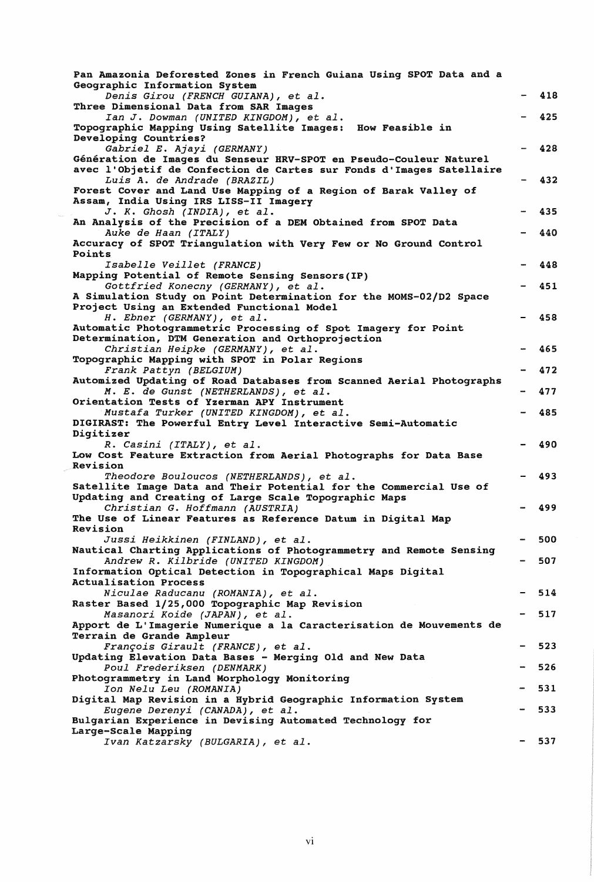**Pan Amazonia Deforested Zones in French Guiana Using SPOT Data and a Geographic Information System**
*Denis Girou (FRENCH GUIANA), et al.* - 418

**Three Dimensional Data from SAR Images**
*Ian J. Dowman (UNITED KINGDOM), et al.* - 425

**Topographic Mapping Using Satellite Images: How Feasible in Developing Countries?**
*Gabriel E. Ajayi (GERMANY)* - 428

**Génération de Images du Senseur HRV-SPOT en Pseudo-Couleur Naturel avec l'Objetif de Confection de Cartes sur Fonds d'Images Satellaire**
*Luis A. de Andrade (BRAZIL)* - 432

**Forest Cover and Land Use Mapping of a Region of Barak Valley of Assam, India Using IRS LISS-II Imagery**
*J. K. Ghosh (INDIA), et al.* - 435

**An Analysis of the Precision of a DEM Obtained from SPOT Data**
*Auke de Haan (ITALY)* - 440

**Accuracy of SPOT Triangulation with Very Few or No Ground Control Points**
*Isabelle Veillet (FRANCE)* - 448

**Mapping Potential of Remote Sensing Sensors(IP)**
*Gottfried Konecny (GERMANY), et al.* - 451

**A Simulation Study on Point Determination for the MOMS-02/D2 Space Project Using an Extended Functional Model**
*H. Ebner (GERMANY), et al.* - 458

**Automatic Photogrammetric Processing of Spot Imagery for Point Determination, DTM Generation and Orthoprojection**
*Christian Heipke (GERMANY), et al.* - 465

**Topographic Mapping with SPOT in Polar Regions**
*Frank Pattyn (BELGIUM)* - 472

**Automized Updating of Road Databases from Scanned Aerial Photographs**
*M. E. de Gunst (NETHERLANDS), et al.* - 477

**Orientation Tests of Yzerman APY Instrument**
*Mustafa Turker (UNITED KINGDOM), et al.* - 485

**DIGIRAST: The Powerful Entry Level Interactive Semi-Automatic Digitizer**
*R. Casini (ITALY), et al.* - 490

**Low Cost Feature Extraction from Aerial Photographs for Data Base Revision**
*Theodore Bouloucos (NETHERLANDS), et al.* - 493

**Satellite Image Data and Their Potential for the Commercial Use of Updating and Creating of Large Scale Topographic Maps**
*Christian G. Hoffmann (AUSTRIA)* - 499

**The Use of Linear Features as Reference Datum in Digital Map Revision**
*Jussi Heikkinen (FINLAND), et al.* - 500

**Nautical Charting Applications of Photogrammetry and Remote Sensing**
*Andrew R. Kilbride (UNITED KINGDOM)* - 507

**Information Optical Detection in Topographical Maps Digital Actualisation Process**
*Niculae Raducanu (ROMANIA), et al.* - 514

**Raster Based 1/25,000 Topographic Map Revision**
*Masanori Koide (JAPAN), et al.* - 517

**Apport de L'Imagerie Numerique a la Caracterisation de Mouvements de Terrain de Grande Ampleur**
*François Girault (FRANCE), et al.* - 523

**Updating Elevation Data Bases - Merging Old and New Data**
*Poul Frederiksen (DENMARK)* - 526

**Photogrammetry in Land Morphology Monitoring**
*Ion Nelu Leu (ROMANIA)* - 531

**Digital Map Revision in a Hybrid Geographic Information System**
*Eugene Derenyi (CANADA), et al.* - 533

**Bulgarian Experience in Devising Automated Technology for Large-Scale Mapping**
*Ivan Katzarsky (BULGARIA), et al.* - 537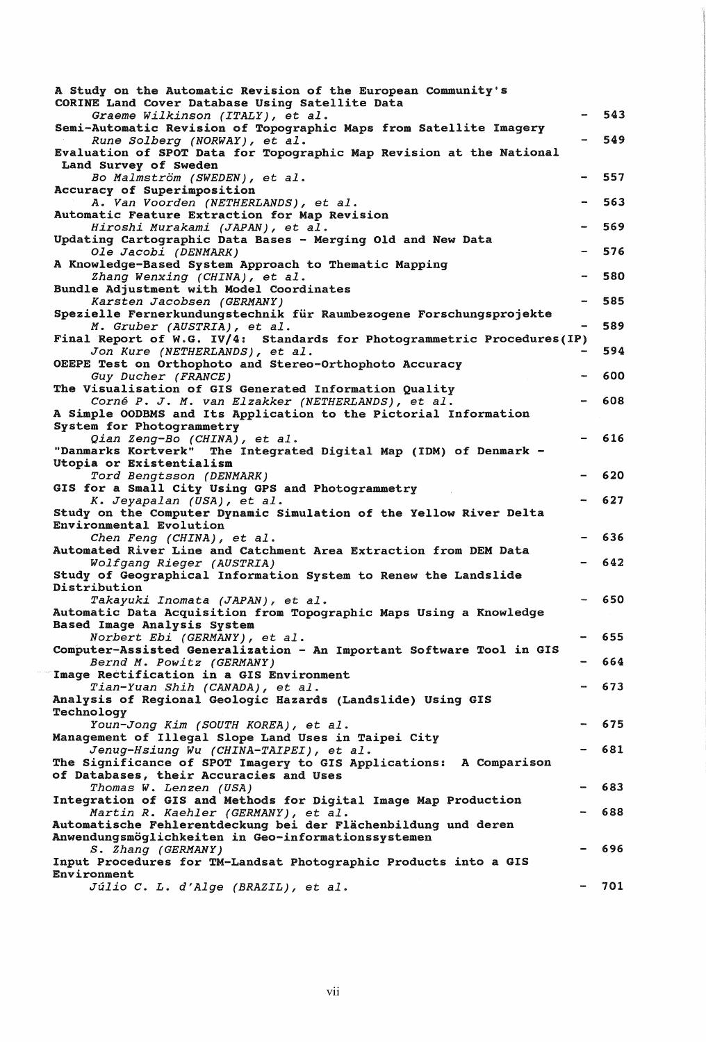**A Study on the Automatic Revision of the European Community's CORINE Land Cover Database Using Satellite Data**
*Graeme Wilkinson (ITALY), et al.* - 543

**Semi-Automatic Revision of Topographic Maps from Satellite Imagery**
*Rune Solberg (NORWAY), et al.* - 549

**Evaluation of SPOT Data for Topographic Map Revision at the National Land Survey of Sweden**
*Bo Malmström (SWEDEN), et al.* - 557

**Accuracy of Superimposition**
*A. Van Voorden (NETHERLANDS), et al.* - 563

**Automatic Feature Extraction for Map Revision**
*Hiroshi Murakami (JAPAN), et al.* - 569

**Updating Cartographic Data Bases - Merging Old and New Data**
*Ole Jacobi (DENMARK)* - 576

**A Knowledge-Based System Approach to Thematic Mapping**
*Zhang Wenxing (CHINA), et al.* - 580

**Bundle Adjustment with Model Coordinates**
*Karsten Jacobsen (GERMANY)* - 585

**Spezielle Fernerkundungstechnik für Raumbezogene Forschungsprojekte**
*M. Gruber (AUSTRIA), et al.* - 589

**Final Report of W.G. IV/4: Standards for Photogrammetric Procedures(IP)**
*Jon Kure (NETHERLANDS), et al.* - 594

**OEEPE Test on Orthophoto and Stereo-Orthophoto Accuracy**
*Guy Ducher (FRANCE)* - 600

**The Visualisation of GIS Generated Information Quality**
*Corné P. J. M. van Elzakker (NETHERLANDS), et al.* - 608

**A Simple OODBMS and Its Application to the Pictorial Information System for Photogrammetry**
*Qian Zeng-Bo (CHINA), et al.* - 616

**"Danmarks Kortverk" The Integrated Digital Map (IDM) of Denmark - Utopia or Existentialism**
*Tord Bengtsson (DENMARK)* - 620

**GIS for a Small City Using GPS and Photogrammetry**
*K. Jeyapalan (USA), et al.* - 627

**Study on the Computer Dynamic Simulation of the Yellow River Delta Environmental Evolution**
*Chen Feng (CHINA), et al.* - 636

**Automated River Line and Catchment Area Extraction from DEM Data**
*Wolfgang Rieger (AUSTRIA)* - 642

**Study of Geographical Information System to Renew the Landslide Distribution**
*Takayuki Inomata (JAPAN), et al.* - 650

**Automatic Data Acquisition from Topographic Maps Using a Knowledge Based Image Analysis System**
*Norbert Ebi (GERMANY), et al.* - 655

**Computer-Assisted Generalization - An Important Software Tool in GIS**
*Bernd M. Powitz (GERMANY)* - 664

**Image Rectification in a GIS Environment**
*Tian-Yuan Shih (CANADA), et al.* - 673

**Analysis of Regional Geologic Hazards (Landslide) Using GIS Technology**
*Youn-Jong Kim (SOUTH KOREA), et al.* - 675

**Management of Illegal Slope Land Uses in Taipei City**
*Jenug-Hsiung Wu (CHINA-TAIPEI), et al.* - 681

**The Significance of SPOT Imagery to GIS Applications: A Comparison of Databases, their Accuracies and Uses**
*Thomas W. Lenzen (USA)* - 683

**Integration of GIS and Methods for Digital Image Map Production**
*Martin R. Kaehler (GERMANY), et al.* - 688

**Automatische Fehlerentdeckung bei der Flächenbildung und deren Anwendungsmöglichkeiten in Geo-informationssystemen**
*S. Zhang (GERMANY)* - 696

**Input Procedures for TM-Landsat Photographic Products into a GIS Environment**
*Júlio C. L. d'Alge (BRAZIL), et al.* - 701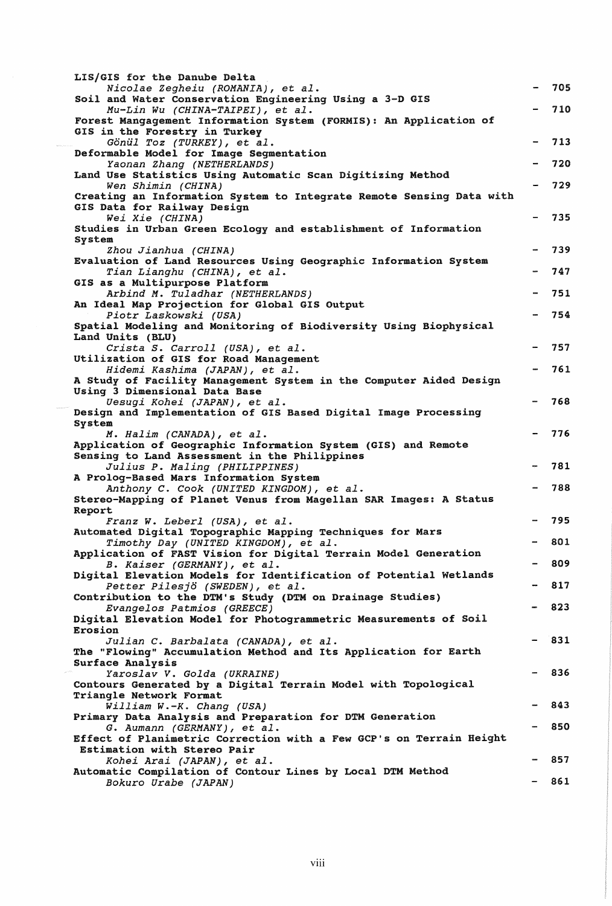**LIS/GIS for the Danube Delta**
*Nicolae Zegheiu (ROMANIA), et al.* - 705

**Soil and Water Conservation Engineering Using a 3-D GIS**
*Mu-Lin Wu (CHINA-TAIPEI), et al.* - 710

**Forest Mangagement Information System (FORMIS): An Application of GIS in the Forestry in Turkey**
*Gönül Toz (TURKEY), et al.* - 713

**Deformable Model for Image Segmentation**
*Yaonan Zhang (NETHERLANDS)* - 720

**Land Use Statistics Using Automatic Scan Digitizing Method**
*Wen Shimin (CHINA)* - 729

**Creating an Information System to Integrate Remote Sensing Data with GIS Data for Railway Design**
*Wei Xie (CHINA)* - 735

**Studies in Urban Green Ecology and establishment of Information System**
*Zhou Jianhua (CHINA)* - 739

**Evaluation of Land Resources Using Geographic Information System**
*Tian Lianghu (CHINA), et al.* - 747

**GIS as a Multipurpose Platform**
*Arbind M. Tuladhar (NETHERLANDS)* - 751

**An Ideal Map Projection for Global GIS Output**
*Piotr Laskowski (USA)* - 754

**Spatial Modeling and Monitoring of Biodiversity Using Biophysical Land Units (BLU)**
*Crista S. Carroll (USA), et al.* - 757

**Utilization of GIS for Road Management**
*Hidemi Kashima (JAPAN), et al.* - 761

**A Study of Facility Management System in the Computer Aided Design Using 3 Dimensional Data Base**
*Uesugi Kohei (JAPAN), et al.* - 768

**Design and Implementation of GIS Based Digital Image Processing System**
*M. Halim (CANADA), et al.* - 776

**Application of Geographic Information System (GIS) and Remote Sensing to Land Assessment in the Philippines**
*Julius P. Maling (PHILIPPINES)* - 781

**A Prolog-Based Mars Information System**
*Anthony C. Cook (UNITED KINGDOM), et al.* - 788

**Stereo-Mapping of Planet Venus from Magellan SAR Images: A Status Report**
*Franz W. Leberl (USA), et al.* - 795

**Automated Digital Topographic Mapping Techniques for Mars**
*Timothy Day (UNITED KINGDOM), et al.* - 801

**Application of FAST Vision for Digital Terrain Model Generation**
*B. Kaiser (GERMANY), et al.* - 809

**Digital Elevation Models for Identification of Potential Wetlands**
*Petter Pilesjö (SWEDEN), et al.* - 817

**Contribution to the DTM's Study (DTM on Drainage Studies)**
*Evangelos Patmios (GREECE)* - 823

**Digital Elevation Model for Photogrammetric Measurements of Soil Erosion**
*Julian C. Barbalata (CANADA), et al.* - 831

**The "Flowing" Accumulation Method and Its Application for Earth Surface Analysis**
*Yaroslav V. Golda (UKRAINE)* - 836

**Contours Generated by a Digital Terrain Model with Topological Triangle Network Format**
*William W.-K. Chang (USA)* - 843

**Primary Data Analysis and Preparation for DTM Generation**
*G. Aumann (GERMANY), et al.* - 850

**Effect of Planimetric Correction with a Few GCP's on Terrain Height Estimation with Stereo Pair**
*Kohei Arai (JAPAN), et al.* - 857

**Automatic Compilation of Contour Lines by Local DTM Method**
*Bokuro Urabe (JAPAN)* - 861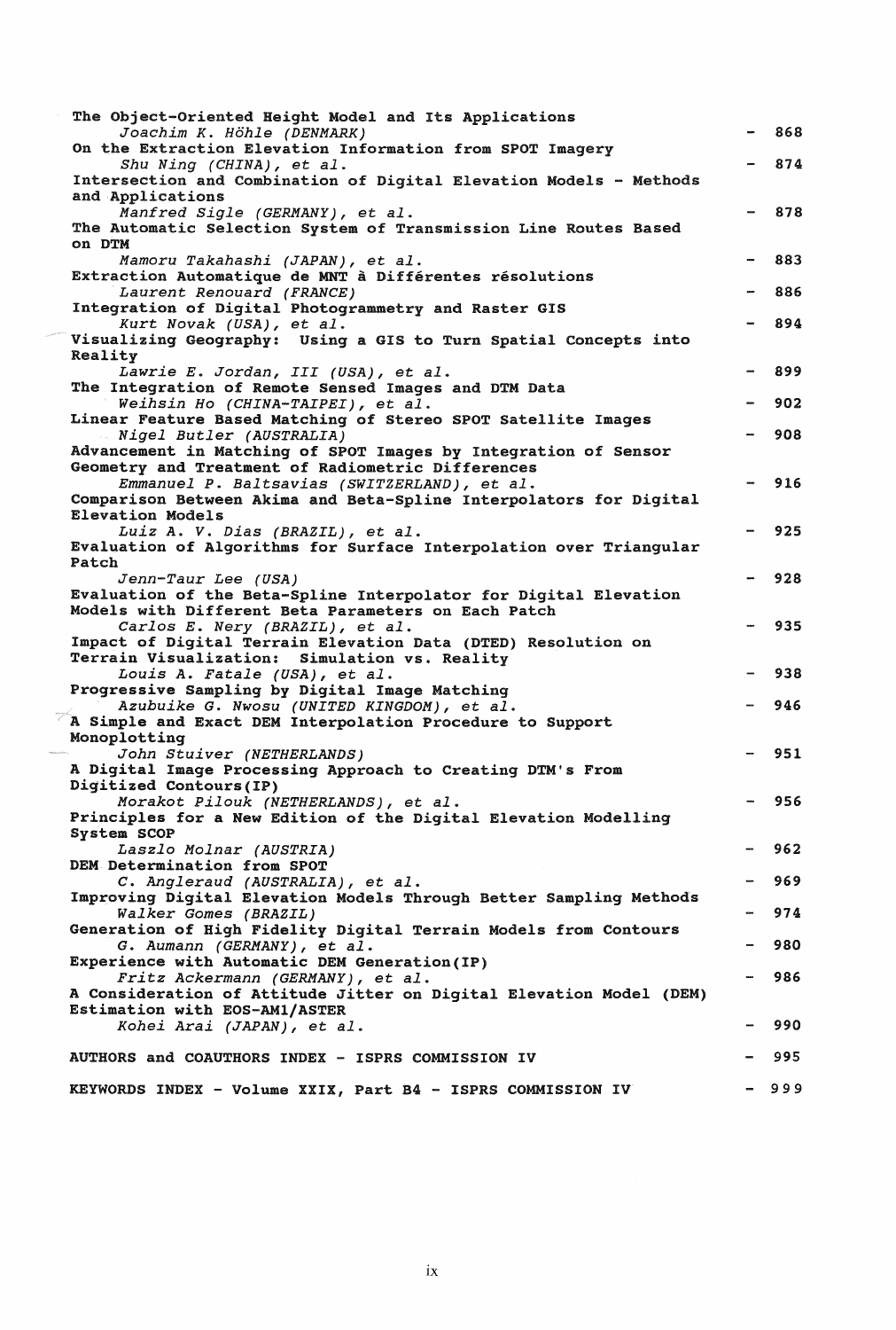**The Object-Oriented Height Model and Its Applications**
*Joachim K. Höhle (DENMARK)* - 868

**On the Extraction Elevation Information from SPOT Imagery**
*Shu Ning (CHINA), et al.* - 874

**Intersection and Combination of Digital Elevation Models - Methods and Applications**
*Manfred Sigle (GERMANY), et al.* - 878

**The Automatic Selection System of Transmission Line Routes Based on DTM**
*Mamoru Takahashi (JAPAN), et al.* - 883

**Extraction Automatique de MNT à Différentes résolutions**
*Laurent Renouard (FRANCE)* - 886

**Integration of Digital Photogrammetry and Raster GIS**
*Kurt Novak (USA), et al.* - 894

**Visualizing Geography: Using a GIS to Turn Spatial Concepts into Reality**
*Lawrie E. Jordan, III (USA), et al.* - 899

**The Integration of Remote Sensed Images and DTM Data**
*Weihsin Ho (CHINA-TAIPEI), et al.* - 902

**Linear Feature Based Matching of Stereo SPOT Satellite Images**
*Nigel Butler (AUSTRALIA)* - 908

**Advancement in Matching of SPOT Images by Integration of Sensor Geometry and Treatment of Radiometric Differences**
*Emmanuel P. Baltsavias (SWITZERLAND), et al.* - 916

**Comparison Between Akima and Beta-Spline Interpolators for Digital Elevation Models**
*Luiz A. V. Dias (BRAZIL), et al.* - 925

**Evaluation of Algorithms for Surface Interpolation over Triangular Patch**
*Jenn-Taur Lee (USA)* - 928

**Evaluation of the Beta-Spline Interpolator for Digital Elevation Models with Different Beta Parameters on Each Patch**
*Carlos E. Nery (BRAZIL), et al.* - 935

**Impact of Digital Terrain Elevation Data (DTED) Resolution on Terrain Visualization: Simulation vs. Reality**
*Louis A. Fatale (USA), et al.* - 938

**Progressive Sampling by Digital Image Matching**
*Azubuike G. Nwosu (UNITED KINGDOM), et al.* - 946

**A Simple and Exact DEM Interpolation Procedure to Support Monoplotting**
*John Stuiver (NETHERLANDS)* - 951

**A Digital Image Processing Approach to Creating DTM's From Digitized Contours(IP)**
*Morakot Pilouk (NETHERLANDS), et al.* - 956

**Principles for a New Edition of the Digital Elevation Modelling System SCOP**
*Laszlo Molnar (AUSTRIA)* - 962

**DEM Determination from SPOT**
*C. Angleraud (AUSTRALIA), et al.* - 969

**Improving Digital Elevation Models Through Better Sampling Methods**
*Walker Gomes (BRAZIL)* - 974

**Generation of High Fidelity Digital Terrain Models from Contours**
*G. Aumann (GERMANY), et al.* - 980

**Experience with Automatic DEM Generation(IP)**
*Fritz Ackermann (GERMANY), et al.* - 986

**A Consideration of Attitude Jitter on Digital Elevation Model (DEM) Estimation with EOS-AM1/ASTER**
*Kohei Arai (JAPAN), et al.* - 990

**AUTHORS and COAUTHORS INDEX - ISPRS COMMISSION IV** - 995

**KEYWORDS INDEX - Volume XXIX, Part B4 - ISPRS COMMISSION IV** - 999